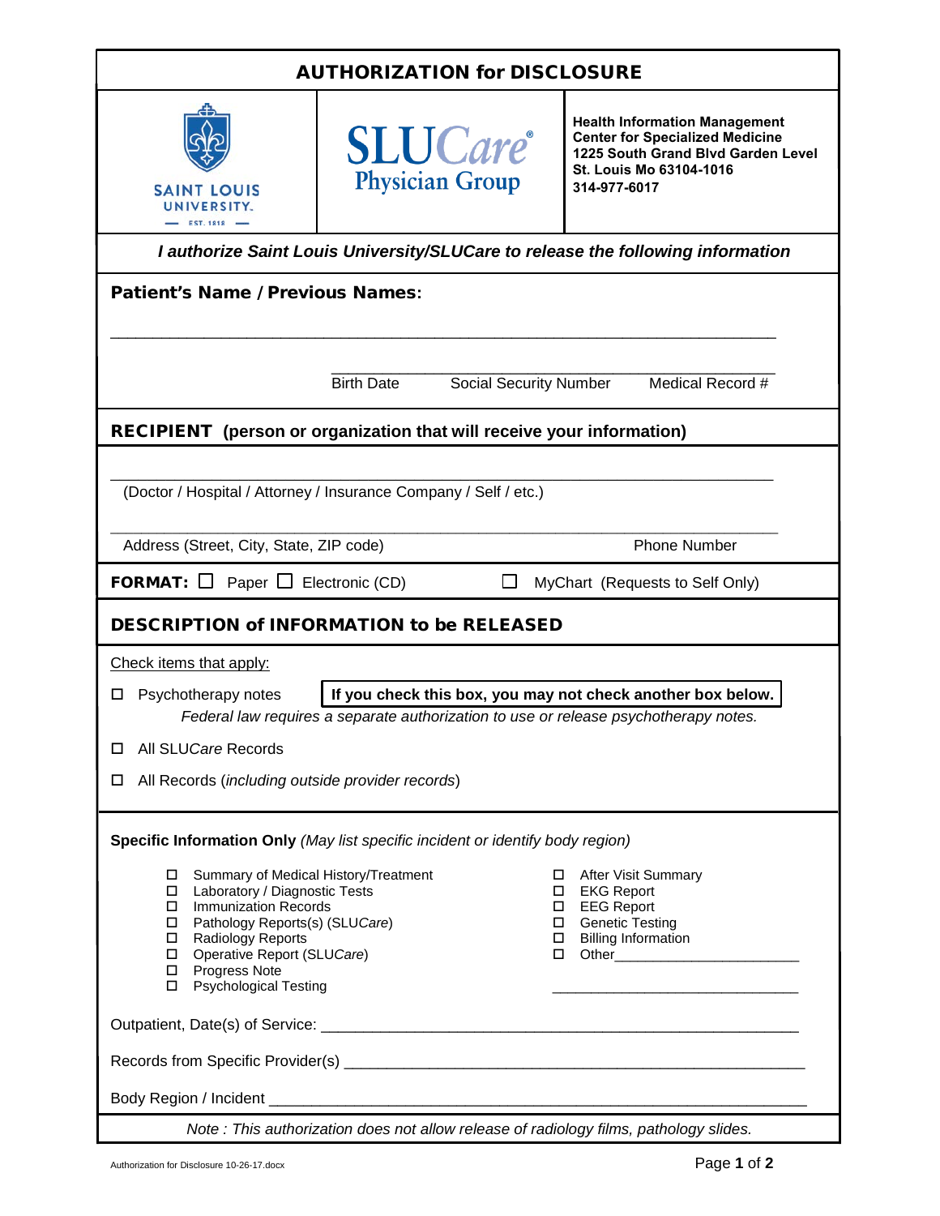# AUTHORIZATION for DISCLOSURE

SAINT LOUIS UNIVERSITY. EST. 1818

**SLUCare® Physician Group**

**Health Information Management**
**Center for Specialized Medicine**
**1225 South Grand Blvd Garden Level**
**St. Louis Mo 63104-1016**
**314-977-6017**

***I authorize Saint Louis University/SLUCare to release the following information***

**Patient's Name / Previous Names:**

______________________________________________________________________

______________________________________________
Birth Date     Social Security Number     Medical Record #

## RECIPIENT (person or organization that will receive your information)

______________________________________________________________________
(Doctor / Hospital / Attorney / Insurance Company / Self / etc.)

______________________________________________________________________
Address (Street, City, State, ZIP code)     Phone Number

**FORMAT:** ☐ Paper ☐ Electronic (CD) ☐ MyChart (Requests to Self Only)

## DESCRIPTION of INFORMATION to be RELEASED

Check items that apply:

☐ Psychotherapy notes **If you check this box, you may not check another box below.**

*Federal law requires a separate authorization to use or release psychotherapy notes.*

☐ All SLU*Care* Records

☐ All Records (*including outside provider records*)

**Specific Information Only** *(May list specific incident or identify body region)*

- ☐ Summary of Medical History/Treatment
- ☐ Laboratory / Diagnostic Tests
- ☐ Immunization Records
- ☐ Pathology Reports(s) (SLU*Care*)
- ☐ Radiology Reports
- ☐ Operative Report (SLU*Care*)
- ☐ Progress Note
- ☐ Psychological Testing
- ☐ After Visit Summary
- ☐ EKG Report
- ☐ EEG Report
- ☐ Genetic Testing
- ☐ Billing Information
- ☐ Other________________________

________________________________

Outpatient, Date(s) of Service: ________________________________________________

Records from Specific Provider(s) ______________________________________________

Body Region / Incident ________________________________________________________

*Note : This authorization does not allow release of radiology films, pathology slides.*

Authorization for Disclosure 10-26-17.docx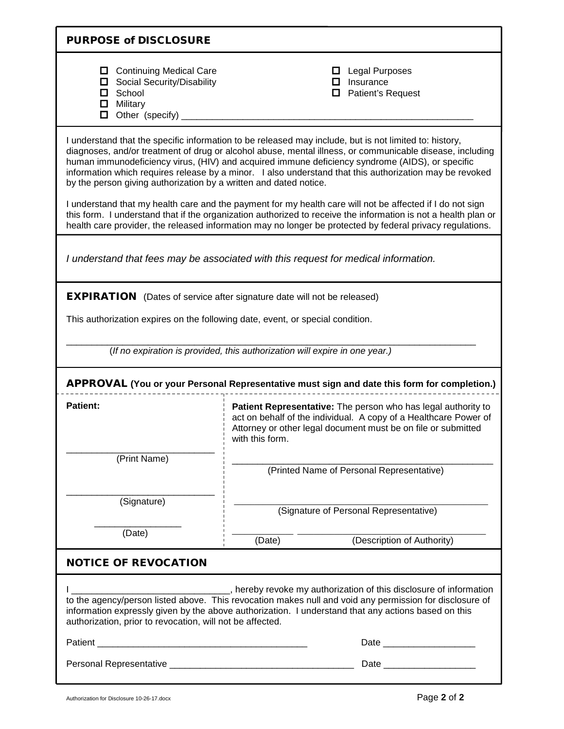## PURPOSE of DISCLOSURE

- ☐ Continuing Medical Care
- ☐ Social Security/Disability
- ☐ School
- ☐ Military
- ☐ Other (specify) ____________________________________________________________
- ☐ Legal Purposes
- ☐ Insurance
- ☐ Patient's Request

I understand that the specific information to be released may include, but is not limited to: history, diagnoses, and/or treatment of drug or alcohol abuse, mental illness, or communicable disease, including human immunodeficiency virus, (HIV) and acquired immune deficiency syndrome (AIDS), or specific information which requires release by a minor. I also understand that this authorization may be revoked by the person giving authorization by a written and dated notice.

I understand that my health care and the payment for my health care will not be affected if I do not sign this form. I understand that if the organization authorized to receive the information is not a health plan or health care provider, the released information may no longer be protected by federal privacy regulations.

*I understand that fees may be associated with this request for medical information.*

## EXPIRATION (Dates of service after signature date will not be released)

This authorization expires on the following date, event, or special condition.

______________________________________________________________________________

(*If no expiration is provided, this authorization will expire in one year.)*

## APPROVAL (You or your Personal Representative must sign and date this form for completion.)

**Patient:**

______________________________
(Print Name)

______________________________
(Signature)

_________________
(Date)

**Patient Representative:** The person who has legal authority to act on behalf of the individual. A copy of a Healthcare Power of Attorney or other legal document must be on file or submitted with this form.

____________________________________________________
(Printed Name of Personal Representative)

____________________________________________________
(Signature of Personal Representative)

____________ ______________________________________
(Date) (Description of Authority)

## NOTICE OF REVOCATION

I _______________________________, hereby revoke my authorization of this disclosure of information to the agency/person listed above. This revocation makes null and void any permission for disclosure of information expressly given by the above authorization. I understand that any actions based on this authorization, prior to revocation, will not be affected.

Patient __________________________________________ Date __________________

Personal Representative _____________________________________ Date __________________

Authorization for Disclosure 10-26-17.docx